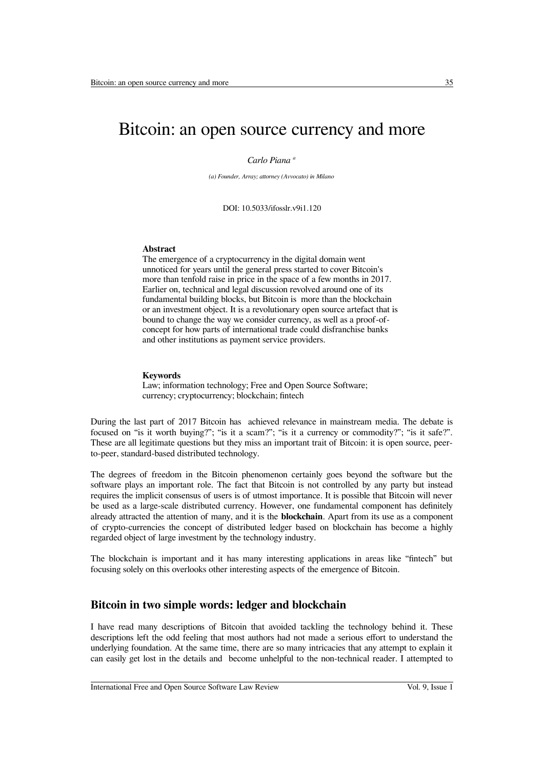# Bitcoin: an open source currency and more

*Carlo Piana* [a]

*(a) Founder, Array; attorney (Avvocato) in Milano*

DOI: 10.5033/ifosslr.v9i1.120

**Abstract**

The emergence of a cryptocurrency in the digital domain went unnoticed for years until the general press started to cover Bitcoin's more than tenfold raise in price in the space of a few months in 2017. Earlier on, technical and legal discussion revolved around one of its fundamental building blocks, but Bitcoin is more than the blockchain or an investment object. It is a revolutionary open source artefact that is bound to change the way we consider currency, as well as a proof-of-concept for how parts of international trade could disfranchise banks and other institutions as payment service providers.

**Keywords**

Law; information technology; Free and Open Source Software; currency; cryptocurrency; blockchain; fintech

During the last part of 2017 Bitcoin has achieved relevance in mainstream media. The debate is focused on "is it worth buying?"; "is it a scam?"; "is it a currency or commodity?"; "is it safe?". These are all legitimate questions but they miss an important trait of Bitcoin: it is open source, peer-to-peer, standard-based distributed technology.

The degrees of freedom in the Bitcoin phenomenon certainly goes beyond the software but the software plays an important role. The fact that Bitcoin is not controlled by any party but instead requires the implicit consensus of users is of utmost importance. It is possible that Bitcoin will never be used as a large-scale distributed currency. However, one fundamental component has definitely already attracted the attention of many, and it is the **blockchain**. Apart from its use as a component of crypto-currencies the concept of distributed ledger based on blockchain has become a highly regarded object of large investment by the technology industry.

The blockchain is important and it has many interesting applications in areas like "fintech" but focusing solely on this overlooks other interesting aspects of the emergence of Bitcoin.

## Bitcoin in two simple words: ledger and blockchain

I have read many descriptions of Bitcoin that avoided tackling the technology behind it. These descriptions left the odd feeling that most authors had not made a serious effort to understand the underlying foundation. At the same time, there are so many intricacies that any attempt to explain it can easily get lost in the details and become unhelpful to the non-technical reader. I attempted to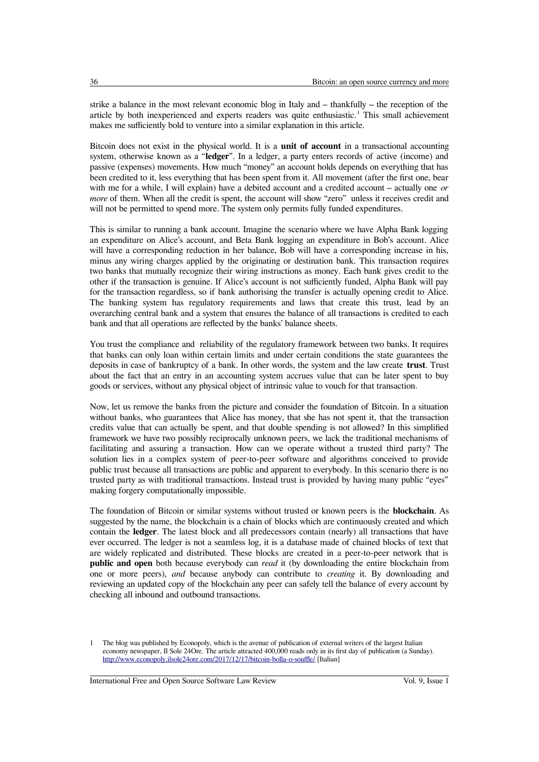strike a balance in the most relevant economic blog in Italy and – thankfully – the reception of the article by both inexperienced and experts readers was quite enthusiastic.[1] This small achievement makes me sufficiently bold to venture into a similar explanation in this article.

Bitcoin does not exist in the physical world. It is a **unit of account** in a transactional accounting system, otherwise known as a "**ledger**". In a ledger, a party enters records of active (income) and passive (expenses) movements. How much "money" an account holds depends on everything that has been credited to it, less everything that has been spent from it. All movement (after the first one, bear with me for a while, I will explain) have a debited account and a credited account – actually one *or more* of them. When all the credit is spent, the account will show "zero" unless it receives credit and will not be permitted to spend more. The system only permits fully funded expenditures.

This is similar to running a bank account. Imagine the scenario where we have Alpha Bank logging an expenditure on Alice's account, and Beta Bank logging an expenditure in Bob's account. Alice will have a corresponding reduction in her balance, Bob will have a corresponding increase in his, minus any wiring charges applied by the originating or destination bank. This transaction requires two banks that mutually recognize their wiring instructions as money. Each bank gives credit to the other if the transaction is genuine. If Alice's account is not sufficiently funded, Alpha Bank will pay for the transaction regardless, so if bank authorising the transfer is actually opening credit to Alice. The banking system has regulatory requirements and laws that create this trust, lead by an overarching central bank and a system that ensures the balance of all transactions is credited to each bank and that all operations are reflected by the banks' balance sheets.

You trust the compliance and reliability of the regulatory framework between two banks. It requires that banks can only loan within certain limits and under certain conditions the state guarantees the deposits in case of bankruptcy of a bank. In other words, the system and the law create **trust**. Trust about the fact that an entry in an accounting system accrues value that can be later spent to buy goods or services, without any physical object of intrinsic value to vouch for that transaction.

Now, let us remove the banks from the picture and consider the foundation of Bitcoin. In a situation without banks, who guarantees that Alice has money, that she has not spent it, that the transaction credits value that can actually be spent, and that double spending is not allowed? In this simplified framework we have two possibly reciprocally unknown peers, we lack the traditional mechanisms of facilitating and assuring a transaction. How can we operate without a trusted third party? The solution lies in a complex system of peer-to-peer software and algorithms conceived to provide public trust because all transactions are public and apparent to everybody. In this scenario there is no trusted party as with traditional transactions. Instead trust is provided by having many public "eyes" making forgery computationally impossible.

The foundation of Bitcoin or similar systems without trusted or known peers is the **blockchain**. As suggested by the name, the blockchain is a chain of blocks which are continuously created and which contain the **ledger**. The latest block and all predecessors contain (nearly) all transactions that have ever occurred. The ledger is not a seamless log, it is a database made of chained blocks of text that are widely replicated and distributed. These blocks are created in a peer-to-peer network that is **public and open** both because everybody can *read* it (by downloading the entire blockchain from one or more peers), *and* because anybody can contribute to *creating* it. By downloading and reviewing an updated copy of the blockchain any peer can safely tell the balance of every account by checking all inbound and outbound transactions.

[1] The blog was published by Econopoly, which is the avenue of publication of external writers of the largest Italian economy newspaper, Il Sole 24Ore. The article attracted 400,000 reads only in its first day of publication (a Sunday). http://www.econopoly.ilsole24ore.com/2017/12/17/bitcoin-bolla-o-souffle/ [Italian]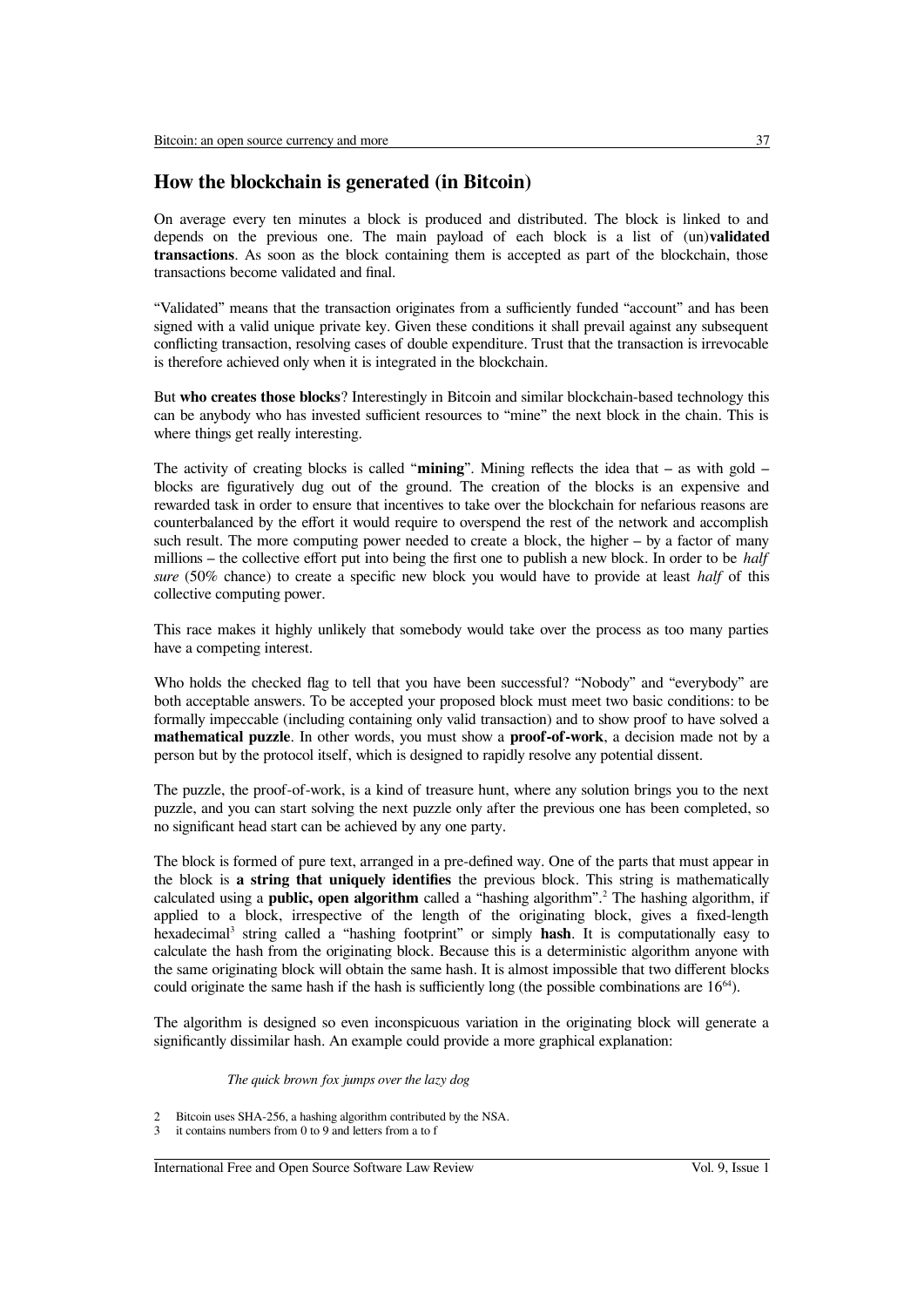## How the blockchain is generated (in Bitcoin)

On average every ten minutes a block is produced and distributed. The block is linked to and depends on the previous one. The main payload of each block is a list of (un)**validated transactions**. As soon as the block containing them is accepted as part of the blockchain, those transactions become validated and final.

"Validated" means that the transaction originates from a sufficiently funded "account" and has been signed with a valid unique private key. Given these conditions it shall prevail against any subsequent conflicting transaction, resolving cases of double expenditure. Trust that the transaction is irrevocable is therefore achieved only when it is integrated in the blockchain.

But **who creates those blocks**? Interestingly in Bitcoin and similar blockchain-based technology this can be anybody who has invested sufficient resources to "mine" the next block in the chain. This is where things get really interesting.

The activity of creating blocks is called "**mining**". Mining reflects the idea that – as with gold – blocks are figuratively dug out of the ground. The creation of the blocks is an expensive and rewarded task in order to ensure that incentives to take over the blockchain for nefarious reasons are counterbalanced by the effort it would require to overspend the rest of the network and accomplish such result. The more computing power needed to create a block, the higher – by a factor of many millions – the collective effort put into being the first one to publish a new block. In order to be *half sure* (50% chance) to create a specific new block you would have to provide at least *half* of this collective computing power.

This race makes it highly unlikely that somebody would take over the process as too many parties have a competing interest.

Who holds the checked flag to tell that you have been successful? "Nobody" and "everybody" are both acceptable answers. To be accepted your proposed block must meet two basic conditions: to be formally impeccable (including containing only valid transaction) and to show proof to have solved a **mathematical puzzle**. In other words, you must show a **proof-of-work**, a decision made not by a person but by the protocol itself, which is designed to rapidly resolve any potential dissent.

The puzzle, the proof-of-work, is a kind of treasure hunt, where any solution brings you to the next puzzle, and you can start solving the next puzzle only after the previous one has been completed, so no significant head start can be achieved by any one party.

The block is formed of pure text, arranged in a pre-defined way. One of the parts that must appear in the block is **a string that uniquely identifies** the previous block. This string is mathematically calculated using a **public, open algorithm** called a "hashing algorithm".[2] The hashing algorithm, if applied to a block, irrespective of the length of the originating block, gives a fixed-length hexadecimal[3] string called a "hashing footprint" or simply **hash**. It is computationally easy to calculate the hash from the originating block. Because this is a deterministic algorithm anyone with the same originating block will obtain the same hash. It is almost impossible that two different blocks could originate the same hash if the hash is sufficiently long (the possible combinations are $16^{64}$).

The algorithm is designed so even inconspicuous variation in the originating block will generate a significantly dissimilar hash. An example could provide a more graphical explanation:

*The quick brown fox jumps over the lazy dog*

2 Bitcoin uses SHA-256, a hashing algorithm contributed by the NSA.

3 it contains numbers from 0 to 9 and letters from a to f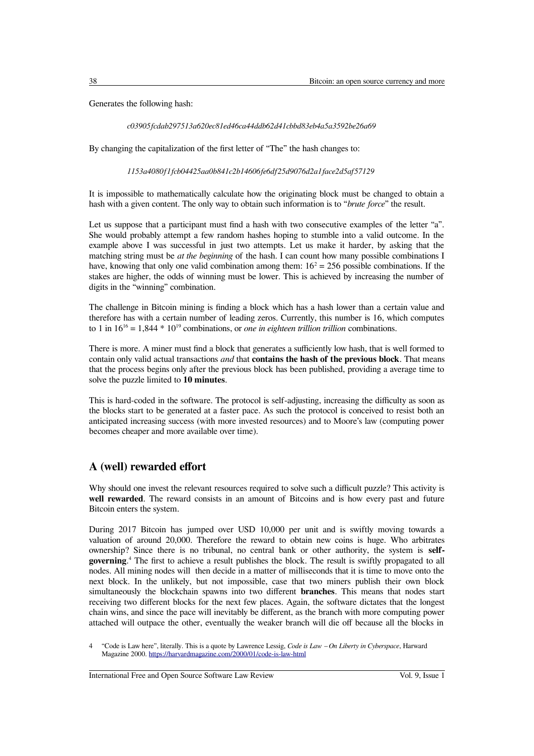Generates the following hash:

*c03905fcdab297513a620ec81ed46ca44ddb62d41cbbd83eb4a5a3592be26a69*

By changing the capitalization of the first letter of "The" the hash changes to:

*1153a4080f1fcb04425aa0b841c2b14606fe6df25d9076d2a1face2d5af57129*

It is impossible to mathematically calculate how the originating block must be changed to obtain a hash with a given content. The only way to obtain such information is to "*brute force*" the result.

Let us suppose that a participant must find a hash with two consecutive examples of the letter "a". She would probably attempt a few random hashes hoping to stumble into a valid outcome. In the example above I was successful in just two attempts. Let us make it harder, by asking that the matching string must be *at the beginning* of the hash. I can count how many possible combinations I have, knowing that only one valid combination among them: $16^2 = 256$ possible combinations. If the stakes are higher, the odds of winning must be lower. This is achieved by increasing the number of digits in the "winning" combination.

The challenge in Bitcoin mining is finding a block which has a hash lower than a certain value and therefore has with a certain number of leading zeros. Currently, this number is 16, which computes to 1 in $16^{16} = 1{,}844 * 10^{19}$ combinations, or *one in eighteen trillion trillion* combinations.

There is more. A miner must find a block that generates a sufficiently low hash, that is well formed to contain only valid actual transactions *and* that **contains the hash of the previous block**. That means that the process begins only after the previous block has been published, providing a average time to solve the puzzle limited to **10 minutes**.

This is hard-coded in the software. The protocol is self-adjusting, increasing the difficulty as soon as the blocks start to be generated at a faster pace. As such the protocol is conceived to resist both an anticipated increasing success (with more invested resources) and to Moore's law (computing power becomes cheaper and more available over time).

## A (well) rewarded effort

Why should one invest the relevant resources required to solve such a difficult puzzle? This activity is **well rewarded**. The reward consists in an amount of Bitcoins and is how every past and future Bitcoin enters the system.

During 2017 Bitcoin has jumped over USD 10,000 per unit and is swiftly moving towards a valuation of around 20,000. Therefore the reward to obtain new coins is huge. Who arbitrates ownership? Since there is no tribunal, no central bank or other authority, the system is **self-governing**.[4] The first to achieve a result publishes the block. The result is swiftly propagated to all nodes. All mining nodes will then decide in a matter of milliseconds that it is time to move onto the next block. In the unlikely, but not impossible, case that two miners publish their own block simultaneously the blockchain spawns into two different **branches**. This means that nodes start receiving two different blocks for the next few places. Again, the software dictates that the longest chain wins, and since the pace will inevitably be different, as the branch with more computing power attached will outpace the other, eventually the weaker branch will die off because all the blocks in

4 "Code is Law here", literally. This is a quote by Lawrence Lessig, *Code is Law – On Liberty in Cyberspace*, Harward Magazine 2000. https://harvardmagazine.com/2000/01/code-is-law-html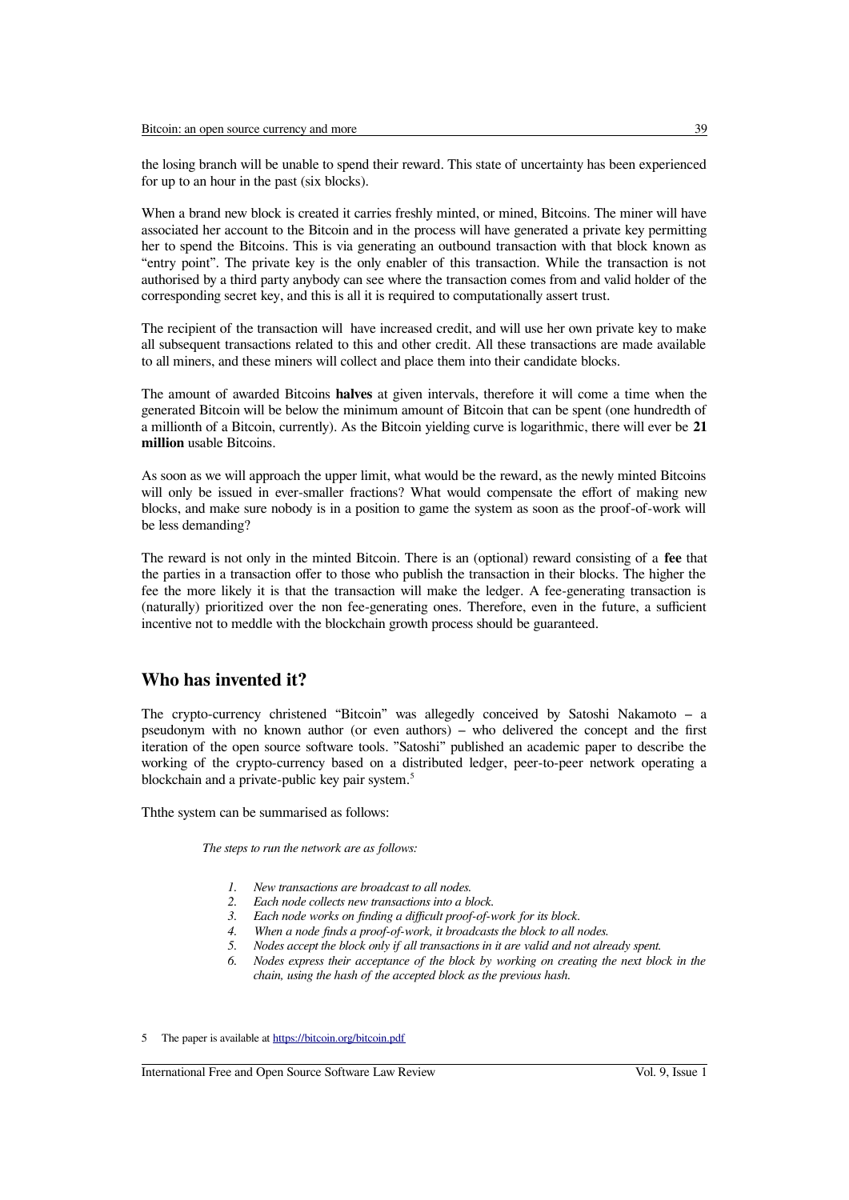the losing branch will be unable to spend their reward. This state of uncertainty has been experienced for up to an hour in the past (six blocks).

When a brand new block is created it carries freshly minted, or mined, Bitcoins. The miner will have associated her account to the Bitcoin and in the process will have generated a private key permitting her to spend the Bitcoins. This is via generating an outbound transaction with that block known as "entry point". The private key is the only enabler of this transaction. While the transaction is not authorised by a third party anybody can see where the transaction comes from and valid holder of the corresponding secret key, and this is all it is required to computationally assert trust.

The recipient of the transaction will have increased credit, and will use her own private key to make all subsequent transactions related to this and other credit. All these transactions are made available to all miners, and these miners will collect and place them into their candidate blocks.

The amount of awarded Bitcoins **halves** at given intervals, therefore it will come a time when the generated Bitcoin will be below the minimum amount of Bitcoin that can be spent (one hundredth of a millionth of a Bitcoin, currently). As the Bitcoin yielding curve is logarithmic, there will ever be **21 million** usable Bitcoins.

As soon as we will approach the upper limit, what would be the reward, as the newly minted Bitcoins will only be issued in ever-smaller fractions? What would compensate the effort of making new blocks, and make sure nobody is in a position to game the system as soon as the proof-of-work will be less demanding?

The reward is not only in the minted Bitcoin. There is an (optional) reward consisting of a **fee** that the parties in a transaction offer to those who publish the transaction in their blocks. The higher the fee the more likely it is that the transaction will make the ledger. A fee-generating transaction is (naturally) prioritized over the non fee-generating ones. Therefore, even in the future, a sufficient incentive not to meddle with the blockchain growth process should be guaranteed.

## Who has invented it?

The crypto-currency christened "Bitcoin" was allegedly conceived by Satoshi Nakamoto – a pseudonym with no known author (or even authors) – who delivered the concept and the first iteration of the open source software tools. "Satoshi" published an academic paper to describe the working of the crypto-currency based on a distributed ledger, peer-to-peer network operating a blockchain and a private-public key pair system.[5]

Ththe system can be summarised as follows:

> *The steps to run the network are as follows:*
>
> 1. *New transactions are broadcast to all nodes.*
> 2. *Each node collects new transactions into a block.*
> 3. *Each node works on finding a difficult proof-of-work for its block.*
> 4. *When a node finds a proof-of-work, it broadcasts the block to all nodes.*
> 5. *Nodes accept the block only if all transactions in it are valid and not already spent.*
> 6. *Nodes express their acceptance of the block by working on creating the next block in the chain, using the hash of the accepted block as the previous hash.*

5 The paper is available at https://bitcoin.org/bitcoin.pdf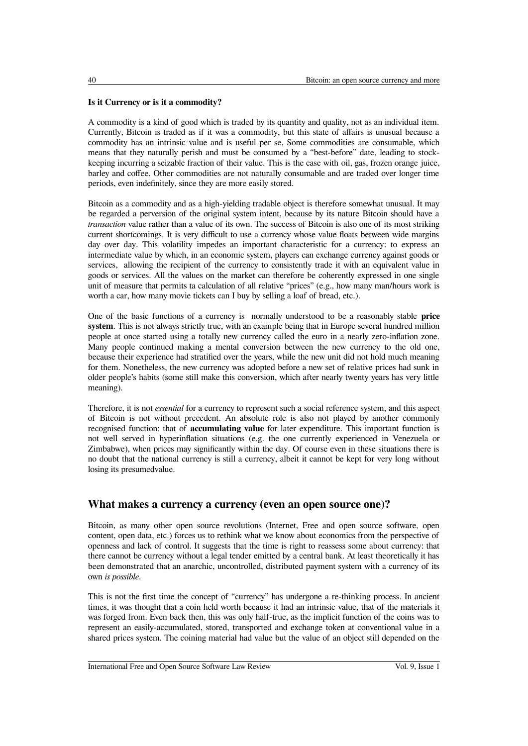**Is it Currency or is it a commodity?**

A commodity is a kind of good which is traded by its quantity and quality, not as an individual item. Currently, Bitcoin is traded as if it was a commodity, but this state of affairs is unusual because a commodity has an intrinsic value and is useful per se. Some commodities are consumable, which means that they naturally perish and must be consumed by a "best-before" date, leading to stock-keeping incurring a seizable fraction of their value. This is the case with oil, gas, frozen orange juice, barley and coffee. Other commodities are not naturally consumable and are traded over longer time periods, even indefinitely, since they are more easily stored.

Bitcoin as a commodity and as a high-yielding tradable object is therefore somewhat unusual. It may be regarded a perversion of the original system intent, because by its nature Bitcoin should have a *transaction* value rather than a value of its own. The success of Bitcoin is also one of its most striking current shortcomings. It is very difficult to use a currency whose value floats between wide margins day over day. This volatility impedes an important characteristic for a currency: to express an intermediate value by which, in an economic system, players can exchange currency against goods or services, allowing the recipient of the currency to consistently trade it with an equivalent value in goods or services. All the values on the market can therefore be coherently expressed in one single unit of measure that permits ta calculation of all relative "prices" (e.g., how many man/hours work is worth a car, how many movie tickets can I buy by selling a loaf of bread, etc.).

One of the basic functions of a currency is normally understood to be a reasonably stable **price system**. This is not always strictly true, with an example being that in Europe several hundred million people at once started using a totally new currency called the euro in a nearly zero-inflation zone. Many people continued making a mental conversion between the new currency to the old one, because their experience had stratified over the years, while the new unit did not hold much meaning for them. Nonetheless, the new currency was adopted before a new set of relative prices had sunk in older people's habits (some still make this conversion, which after nearly twenty years has very little meaning).

Therefore, it is not *essential* for a currency to represent such a social reference system, and this aspect of Bitcoin is not without precedent. An absolute role is also not played by another commonly recognised function: that of **accumulating value** for later expenditure. This important function is not well served in hyperinflation situations (e.g. the one currently experienced in Venezuela or Zimbabwe), when prices may significantly within the day. Of course even in these situations there is no doubt that the national currency is still a currency, albeit it cannot be kept for very long without losing its presumedvalue.

## What makes a currency a currency (even an open source one)?

Bitcoin, as many other open source revolutions (Internet, Free and open source software, open content, open data, etc.) forces us to rethink what we know about economics from the perspective of openness and lack of control. It suggests that the time is right to reassess some about currency: that there cannot be currency without a legal tender emitted by a central bank. At least theoretically it has been demonstrated that an anarchic, uncontrolled, distributed payment system with a currency of its own *is possible*.

This is not the first time the concept of "currency" has undergone a re-thinking process. In ancient times, it was thought that a coin held worth because it had an intrinsic value, that of the materials it was forged from. Even back then, this was only half-true, as the implicit function of the coins was to represent an easily-accumulated, stored, transported and exchange token at conventional value in a shared prices system. The coining material had value but the value of an object still depended on the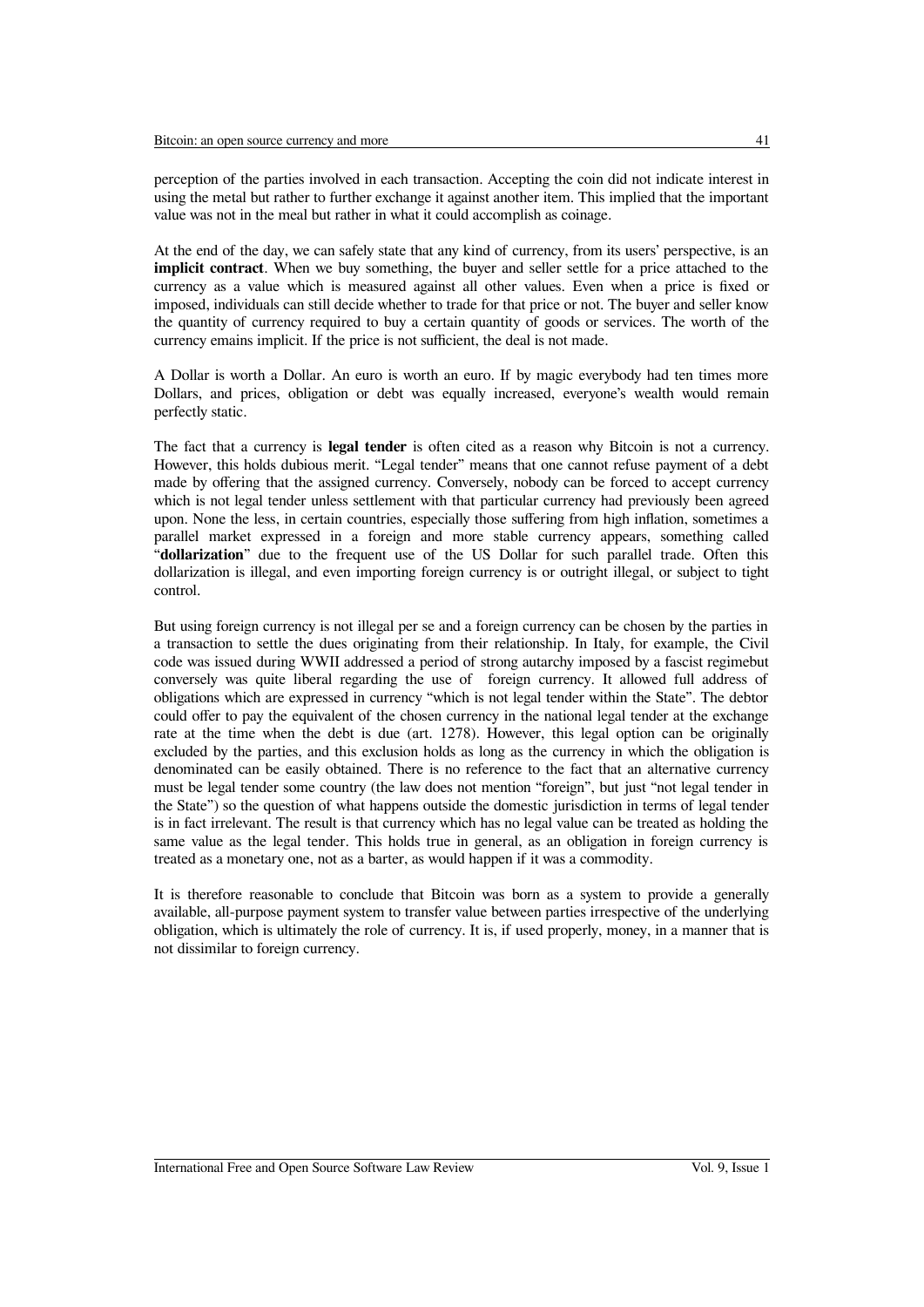perception of the parties involved in each transaction. Accepting the coin did not indicate interest in using the metal but rather to further exchange it against another item. This implied that the important value was not in the meal but rather in what it could accomplish as coinage.

At the end of the day, we can safely state that any kind of currency, from its users' perspective, is an **implicit contract**. When we buy something, the buyer and seller settle for a price attached to the currency as a value which is measured against all other values. Even when a price is fixed or imposed, individuals can still decide whether to trade for that price or not. The buyer and seller know the quantity of currency required to buy a certain quantity of goods or services. The worth of the currency emains implicit. If the price is not sufficient, the deal is not made.

A Dollar is worth a Dollar. An euro is worth an euro. If by magic everybody had ten times more Dollars, and prices, obligation or debt was equally increased, everyone's wealth would remain perfectly static.

The fact that a currency is **legal tender** is often cited as a reason why Bitcoin is not a currency. However, this holds dubious merit. "Legal tender" means that one cannot refuse payment of a debt made by offering that the assigned currency. Conversely, nobody can be forced to accept currency which is not legal tender unless settlement with that particular currency had previously been agreed upon. None the less, in certain countries, especially those suffering from high inflation, sometimes a parallel market expressed in a foreign and more stable currency appears, something called "**dollarization**" due to the frequent use of the US Dollar for such parallel trade. Often this dollarization is illegal, and even importing foreign currency is or outright illegal, or subject to tight control.

But using foreign currency is not illegal per se and a foreign currency can be chosen by the parties in a transaction to settle the dues originating from their relationship. In Italy, for example, the Civil code was issued during WWII addressed a period of strong autarchy imposed by a fascist regimebut conversely was quite liberal regarding the use of foreign currency. It allowed full address of obligations which are expressed in currency "which is not legal tender within the State". The debtor could offer to pay the equivalent of the chosen currency in the national legal tender at the exchange rate at the time when the debt is due (art. 1278). However, this legal option can be originally excluded by the parties, and this exclusion holds as long as the currency in which the obligation is denominated can be easily obtained. There is no reference to the fact that an alternative currency must be legal tender some country (the law does not mention "foreign", but just "not legal tender in the State") so the question of what happens outside the domestic jurisdiction in terms of legal tender is in fact irrelevant. The result is that currency which has no legal value can be treated as holding the same value as the legal tender. This holds true in general, as an obligation in foreign currency is treated as a monetary one, not as a barter, as would happen if it was a commodity.

It is therefore reasonable to conclude that Bitcoin was born as a system to provide a generally available, all-purpose payment system to transfer value between parties irrespective of the underlying obligation, which is ultimately the role of currency. It is, if used properly, money, in a manner that is not dissimilar to foreign currency.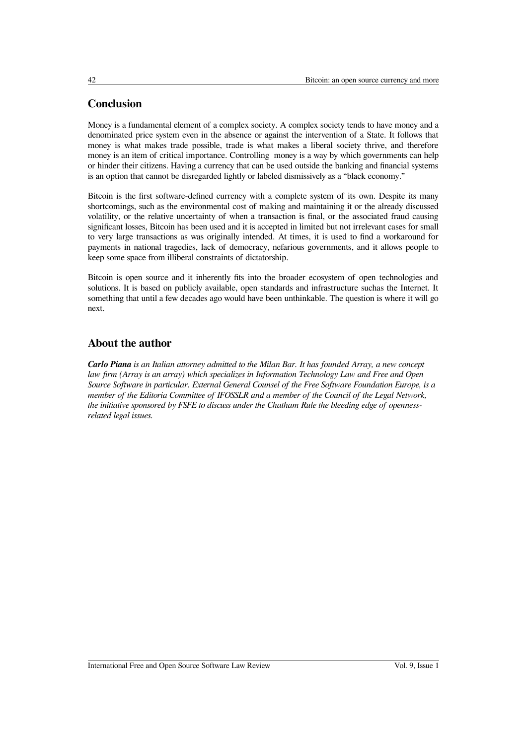## Conclusion

Money is a fundamental element of a complex society. A complex society tends to have money and a denominated price system even in the absence or against the intervention of a State. It follows that money is what makes trade possible, trade is what makes a liberal society thrive, and therefore money is an item of critical importance. Controlling money is a way by which governments can help or hinder their citizens. Having a currency that can be used outside the banking and financial systems is an option that cannot be disregarded lightly or labeled dismissively as a "black economy."

Bitcoin is the first software-defined currency with a complete system of its own. Despite its many shortcomings, such as the environmental cost of making and maintaining it or the already discussed volatility, or the relative uncertainty of when a transaction is final, or the associated fraud causing significant losses, Bitcoin has been used and it is accepted in limited but not irrelevant cases for small to very large transactions as was originally intended. At times, it is used to find a workaround for payments in national tragedies, lack of democracy, nefarious governments, and it allows people to keep some space from illiberal constraints of dictatorship.

Bitcoin is open source and it inherently fits into the broader ecosystem of open technologies and solutions. It is based on publicly available, open standards and infrastructure suchas the Internet. It something that until a few decades ago would have been unthinkable. The question is where it will go next.

## About the author

***Carlo Piana*** *is an Italian attorney admitted to the Milan Bar. It has founded Array, a new concept law firm (Array is an array) which specializes in Information Technology Law and Free and Open Source Software in particular. External General Counsel of the Free Software Foundation Europe, is a member of the Editoria Committee of IFOSSLR and a member of the Council of the Legal Network, the initiative sponsored by FSFE to discuss under the Chatham Rule the bleeding edge of openness-related legal issues.*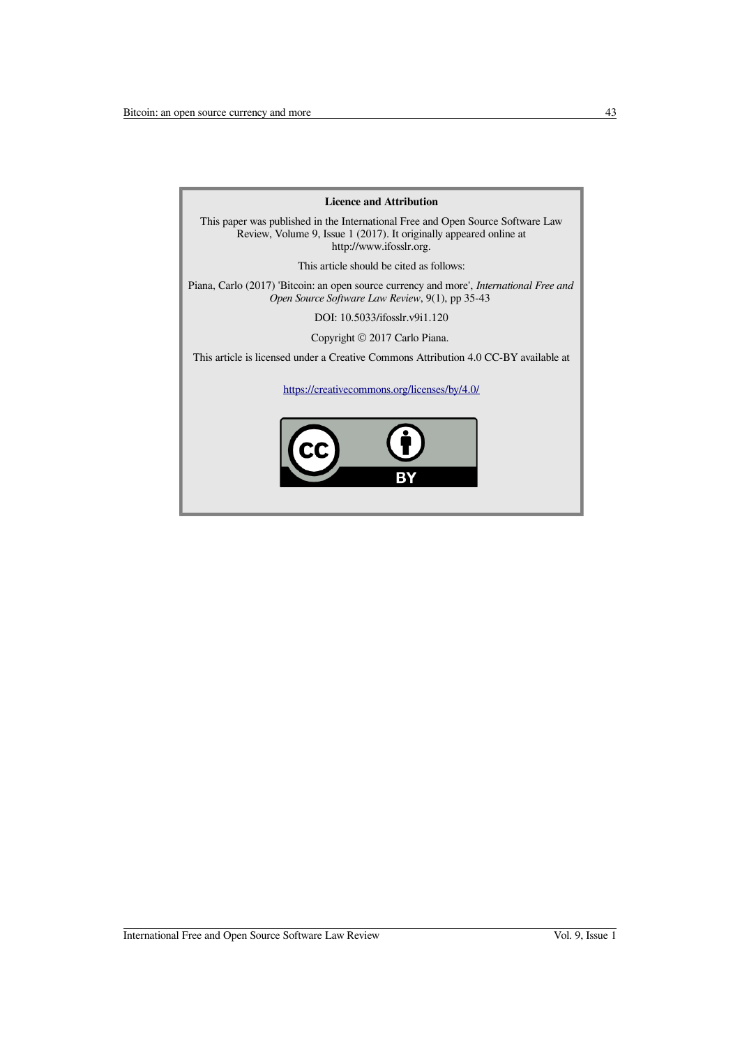**Licence and Attribution**

This paper was published in the International Free and Open Source Software Law Review, Volume 9, Issue 1 (2017). It originally appeared online at http://www.ifosslr.org.

This article should be cited as follows:

Piana, Carlo (2017) 'Bitcoin: an open source currency and more', *International Free and Open Source Software Law Review*, 9(1), pp 35-43

DOI: 10.5033/ifosslr.v9i1.120

Copyright © 2017 Carlo Piana.

This article is licensed under a Creative Commons Attribution 4.0 CC-BY available at

https://creativecommons.org/licenses/by/4.0/